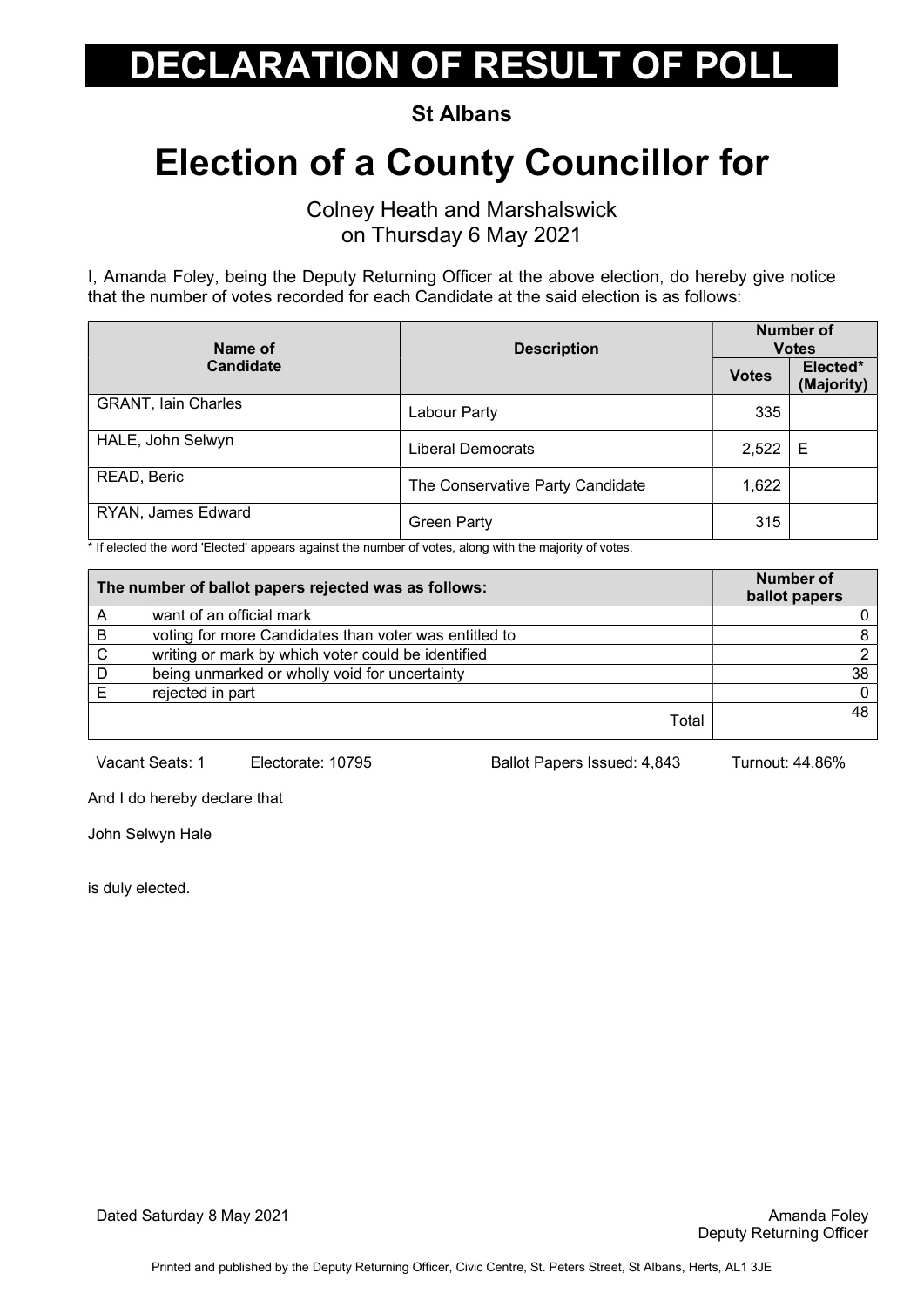# DECLARATION OF RESULT OF POLL

**St Albans**

# Election of a County Councillor for

Colney Heath and Marshalswick
on Thursday 6 May 2021

I, Amanda Foley, being the Deputy Returning Officer at the above election, do hereby give notice that the number of votes recorded for each Candidate at the said election is as follows:

| Name of Candidate | Description | Number of Votes | |
|---|---|---|---|
| | | Votes | Elected* (Majority) |
| GRANT, Iain Charles | Labour Party | 335 | |
| HALE, John Selwyn | Liberal Democrats | 2,522 | E |
| READ, Beric | The Conservative Party Candidate | 1,622 | |
| RYAN, James Edward | Green Party | 315 | |

* If elected the word 'Elected' appears against the number of votes, along with the majority of votes.

| | The number of ballot papers rejected was as follows: | Number of ballot papers |
|---|---|---|
| A | want of an official mark | 0 |
| B | voting for more Candidates than voter was entitled to | 8 |
| C | writing or mark by which voter could be identified | 2 |
| D | being unmarked or wholly void for uncertainty | 38 |
| E | rejected in part | 0 |
| | Total | 48 |

Vacant Seats: 1 Electorate: 10795 Ballot Papers Issued: 4,843 Turnout: 44.86%

And I do hereby declare that

John Selwyn Hale

is duly elected.

Dated Saturday 8 May 2021

Amanda Foley
Deputy Returning Officer

Printed and published by the Deputy Returning Officer, Civic Centre, St. Peters Street, St Albans, Herts, AL1 3JE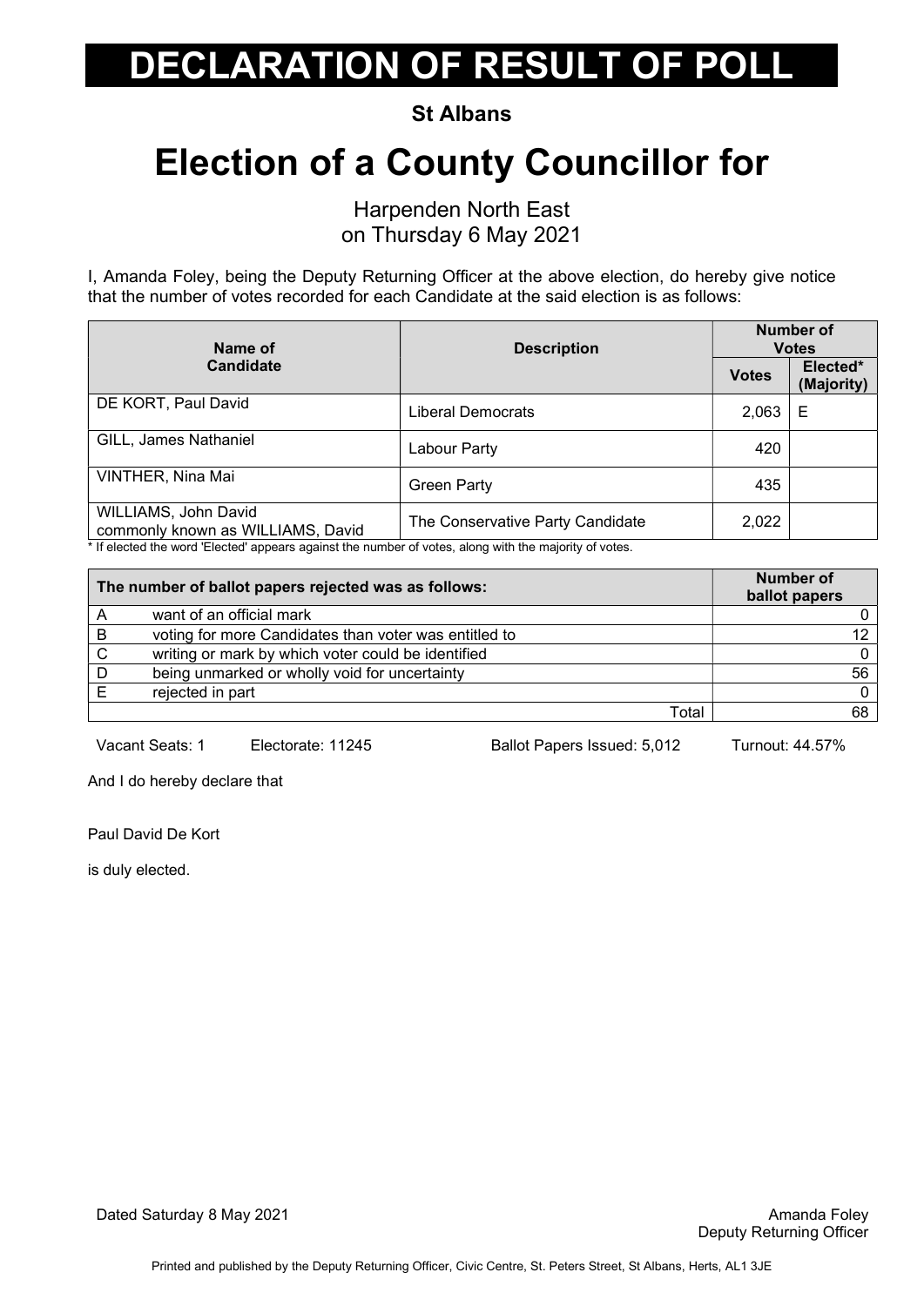# DECLARATION OF RESULT OF POLL

**St Albans**

# Election of a County Councillor for

Harpenden North East
on Thursday 6 May 2021

I, Amanda Foley, being the Deputy Returning Officer at the above election, do hereby give notice that the number of votes recorded for each Candidate at the said election is as follows:

| Name of Candidate | Description | Number of Votes | |
|---|---|---|---|
| | | Votes | Elected* (Majority) |
| DE KORT, Paul David | Liberal Democrats | 2,063 | E |
| GILL, James Nathaniel | Labour Party | 420 | |
| VINTHER, Nina Mai | Green Party | 435 | |
| WILLIAMS, John David commonly known as WILLIAMS, David | The Conservative Party Candidate | 2,022 | |

\* If elected the word 'Elected' appears against the number of votes, along with the majority of votes.

| | The number of ballot papers rejected was as follows: | Number of ballot papers |
|---|---|---|
| A | want of an official mark | 0 |
| B | voting for more Candidates than voter was entitled to | 12 |
| C | writing or mark by which voter could be identified | 0 |
| D | being unmarked or wholly void for uncertainty | 56 |
| E | rejected in part | 0 |
| | Total | 68 |

Vacant Seats: 1    Electorate: 11245    Ballot Papers Issued: 5,012    Turnout: 44.57%

And I do hereby declare that

Paul David De Kort

is duly elected.

Dated Saturday 8 May 2021

Amanda Foley
Deputy Returning Officer

Printed and published by the Deputy Returning Officer, Civic Centre, St. Peters Street, St Albans, Herts, AL1 3JE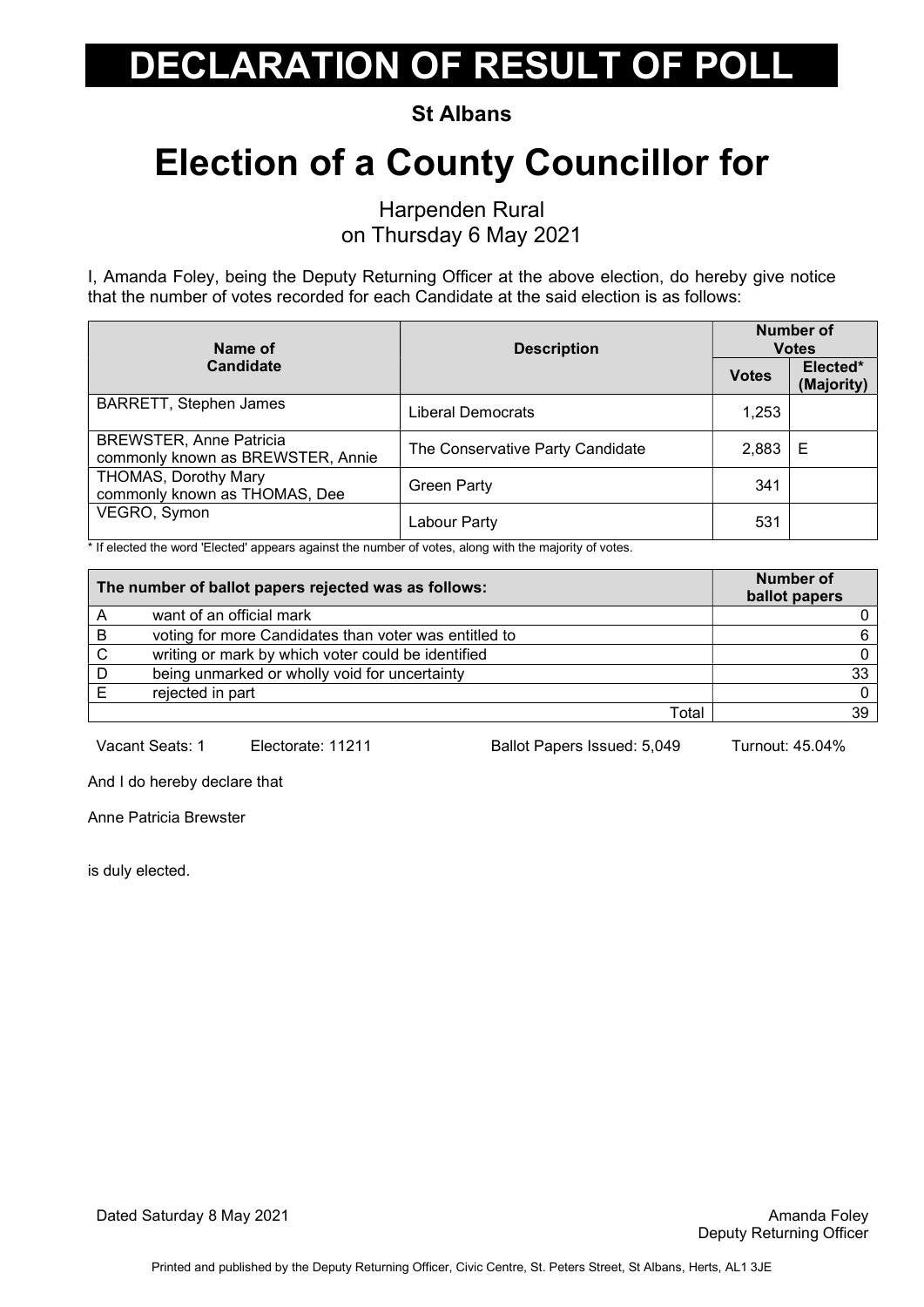# DECLARATION OF RESULT OF POLL

**St Albans**

# Election of a County Councillor for

Harpenden Rural
on Thursday 6 May 2021

I, Amanda Foley, being the Deputy Returning Officer at the above election, do hereby give notice that the number of votes recorded for each Candidate at the said election is as follows:

| Name of Candidate | Description | Number of Votes | |
|---|---|---|---|
| | | **Votes** | **Elected* (Majority)** |
| BARRETT, Stephen James | Liberal Democrats | 1,253 | |
| BREWSTER, Anne Patricia commonly known as BREWSTER, Annie | The Conservative Party Candidate | 2,883 | E |
| THOMAS, Dorothy Mary commonly known as THOMAS, Dee | Green Party | 341 | |
| VEGRO, Symon | Labour Party | 531 | |

\* If elected the word 'Elected' appears against the number of votes, along with the majority of votes.

| The number of ballot papers rejected was as follows: | | Number of ballot papers |
|---|---|---|
| A | want of an official mark | 0 |
| B | voting for more Candidates than voter was entitled to | 6 |
| C | writing or mark by which voter could be identified | 0 |
| D | being unmarked or wholly void for uncertainty | 33 |
| E | rejected in part | 0 |
| | Total | 39 |

Vacant Seats: 1 Electorate: 11211 Ballot Papers Issued: 5,049 Turnout: 45.04%

And I do hereby declare that

Anne Patricia Brewster

is duly elected.

Dated Saturday 8 May 2021

Amanda Foley
Deputy Returning Officer

Printed and published by the Deputy Returning Officer, Civic Centre, St. Peters Street, St Albans, Herts, AL1 3JE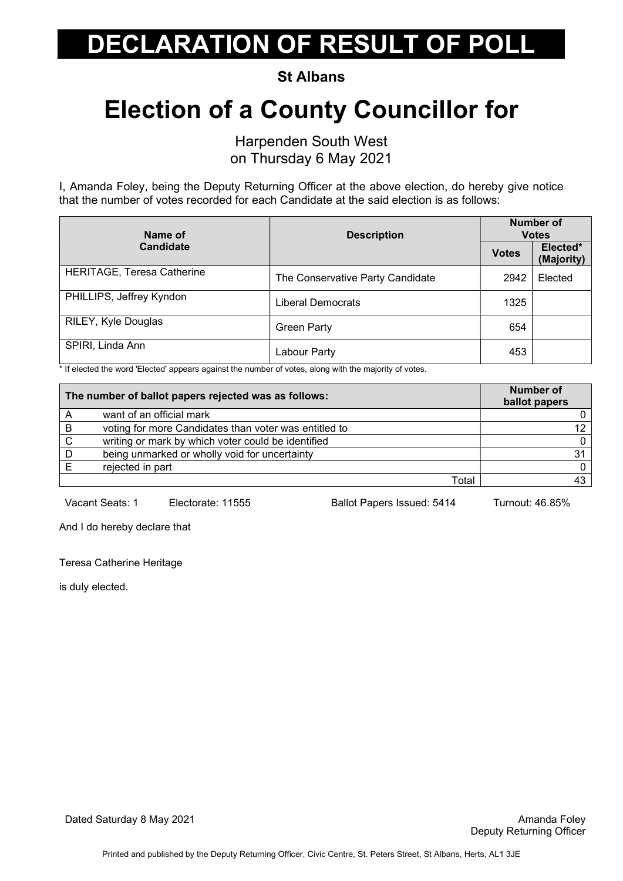# DECLARATION OF RESULT OF POLL

**St Albans**

# Election of a County Councillor for

Harpenden South West
on Thursday 6 May 2021

I, Amanda Foley, being the Deputy Returning Officer at the above election, do hereby give notice that the number of votes recorded for each Candidate at the said election is as follows:

| Name of Candidate | Description | Number of Votes | |
|---|---|---|---|
| | | Votes | Elected* (Majority) |
| HERITAGE, Teresa Catherine | The Conservative Party Candidate | 2942 | Elected |
| PHILLIPS, Jeffrey Kyndon | Liberal Democrats | 1325 | |
| RILEY, Kyle Douglas | Green Party | 654 | |
| SPIRI, Linda Ann | Labour Party | 453 | |

\* If elected the word 'Elected' appears against the number of votes, along with the majority of votes.

| The number of ballot papers rejected was as follows: | | Number of ballot papers |
|---|---|---|
| A | want of an official mark | 0 |
| B | voting for more Candidates than voter was entitled to | 12 |
| C | writing or mark by which voter could be identified | 0 |
| D | being unmarked or wholly void for uncertainty | 31 |
| E | rejected in part | 0 |
| | Total | 43 |

Vacant Seats: 1 Electorate: 11555 Ballot Papers Issued: 5414 Turnout: 46.85%

And I do hereby declare that

Teresa Catherine Heritage

is duly elected.

Dated Saturday 8 May 2021

Amanda Foley
Deputy Returning Officer

Printed and published by the Deputy Returning Officer, Civic Centre, St. Peters Street, St Albans, Herts, AL1 3JE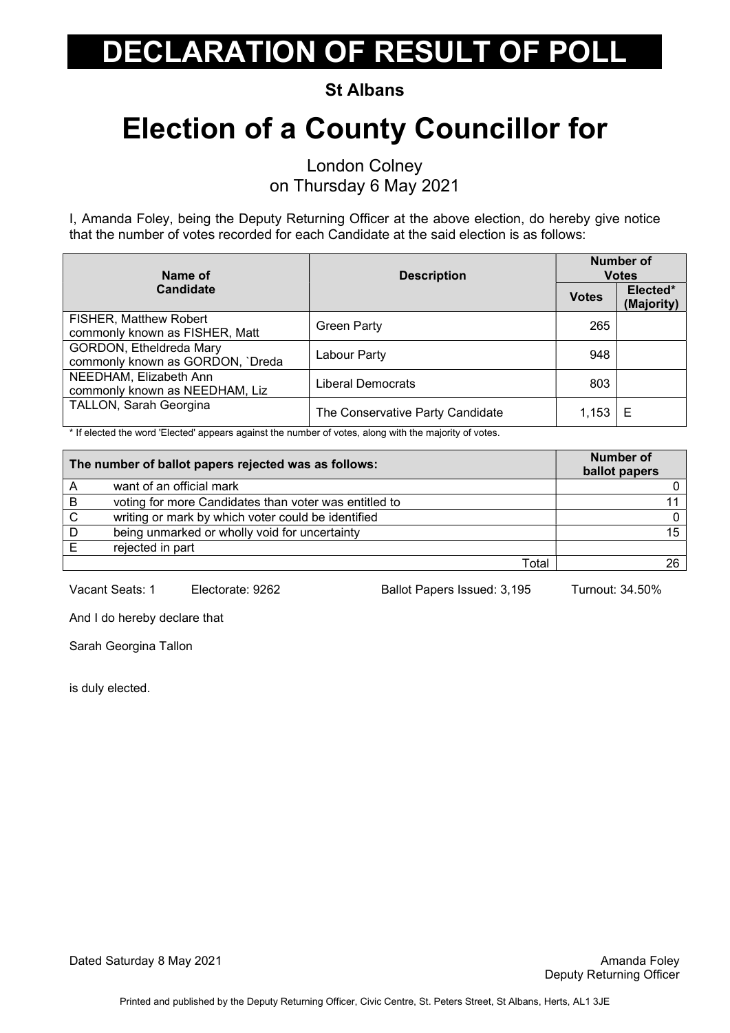# DECLARATION OF RESULT OF POLL

**St Albans**

# Election of a County Councillor for

London Colney
on Thursday 6 May 2021

I, Amanda Foley, being the Deputy Returning Officer at the above election, do hereby give notice that the number of votes recorded for each Candidate at the said election is as follows:

| Name of Candidate | Description | Number of Votes | |
|---|---|---|---|
| | | Votes | Elected* (Majority) |
| FISHER, Matthew Robert commonly known as FISHER, Matt | Green Party | 265 | |
| GORDON, Etheldreda Mary commonly known as GORDON, `Dreda | Labour Party | 948 | |
| NEEDHAM, Elizabeth Ann commonly known as NEEDHAM, Liz | Liberal Democrats | 803 | |
| TALLON, Sarah Georgina | The Conservative Party Candidate | 1,153 | E |

* If elected the word 'Elected' appears against the number of votes, along with the majority of votes.

| The number of ballot papers rejected was as follows: | | Number of ballot papers |
|---|---|---|
| A | want of an official mark | 0 |
| B | voting for more Candidates than voter was entitled to | 11 |
| C | writing or mark by which voter could be identified | 0 |
| D | being unmarked or wholly void for uncertainty | 15 |
| E | rejected in part | |
| | Total | 26 |

Vacant Seats: 1 Electorate: 9262 Ballot Papers Issued: 3,195 Turnout: 34.50%

And I do hereby declare that

Sarah Georgina Tallon

is duly elected.

Dated Saturday 8 May 2021

Amanda Foley
Deputy Returning Officer

Printed and published by the Deputy Returning Officer, Civic Centre, St. Peters Street, St Albans, Herts, AL1 3JE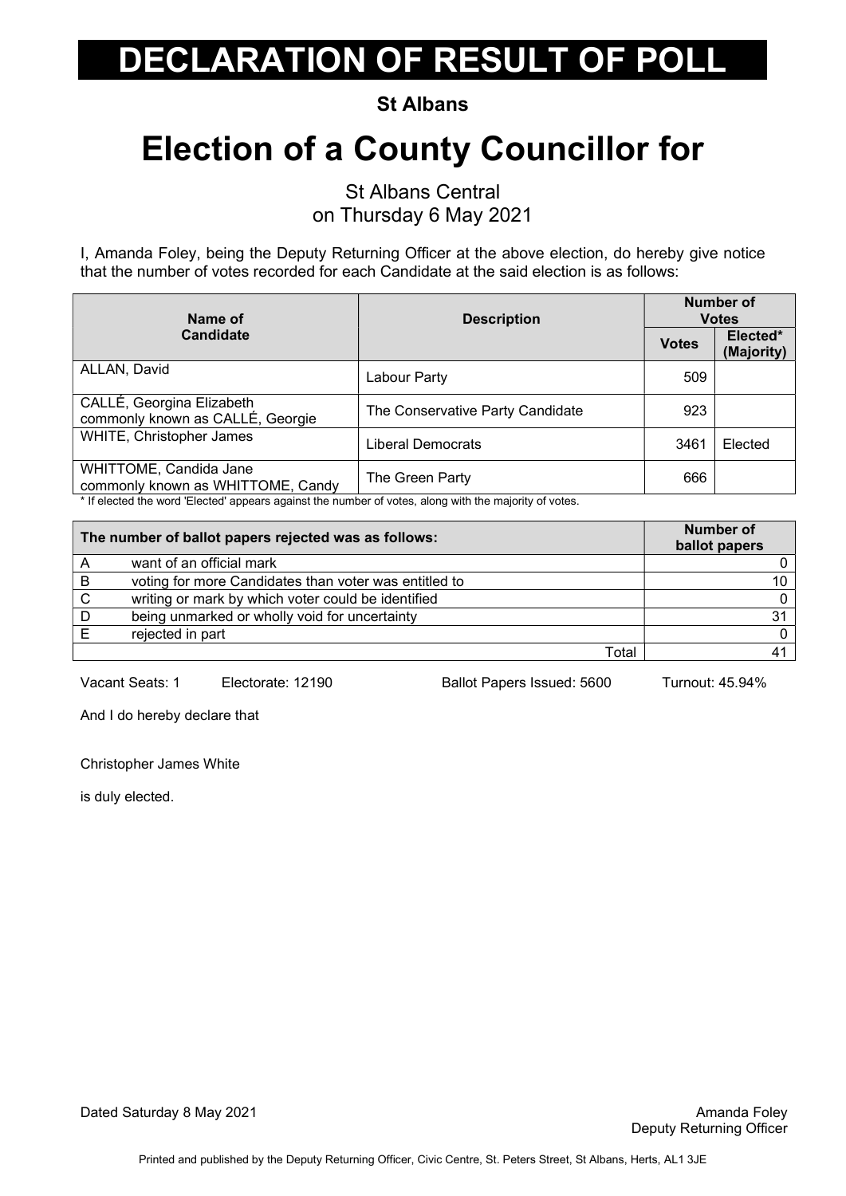# DECLARATION OF RESULT OF POLL

**St Albans**

# Election of a County Councillor for

St Albans Central
on Thursday 6 May 2021

I, Amanda Foley, being the Deputy Returning Officer at the above election, do hereby give notice that the number of votes recorded for each Candidate at the said election is as follows:

| Name of Candidate | Description | Number of Votes | |
|---|---|---|---|
| | | **Votes** | **Elected* (Majority)** |
| ALLAN, David | Labour Party | 509 | |
| CALLÉ, Georgina Elizabeth commonly known as CALLÉ, Georgie | The Conservative Party Candidate | 923 | |
| WHITE, Christopher James | Liberal Democrats | 3461 | Elected |
| WHITTOME, Candida Jane commonly known as WHITTOME, Candy | The Green Party | 666 | |

* If elected the word 'Elected' appears against the number of votes, along with the majority of votes.

| | The number of ballot papers rejected was as follows: | Number of ballot papers |
|---|---|---|
| A | want of an official mark | 0 |
| B | voting for more Candidates than voter was entitled to | 10 |
| C | writing or mark by which voter could be identified | 0 |
| D | being unmarked or wholly void for uncertainty | 31 |
| E | rejected in part | 0 |
| | Total | 41 |

Vacant Seats: 1 Electorate: 12190 Ballot Papers Issued: 5600 Turnout: 45.94%

And I do hereby declare that

Christopher James White

is duly elected.

Dated Saturday 8 May 2021

Amanda Foley
Deputy Returning Officer

Printed and published by the Deputy Returning Officer, Civic Centre, St. Peters Street, St Albans, Herts, AL1 3JE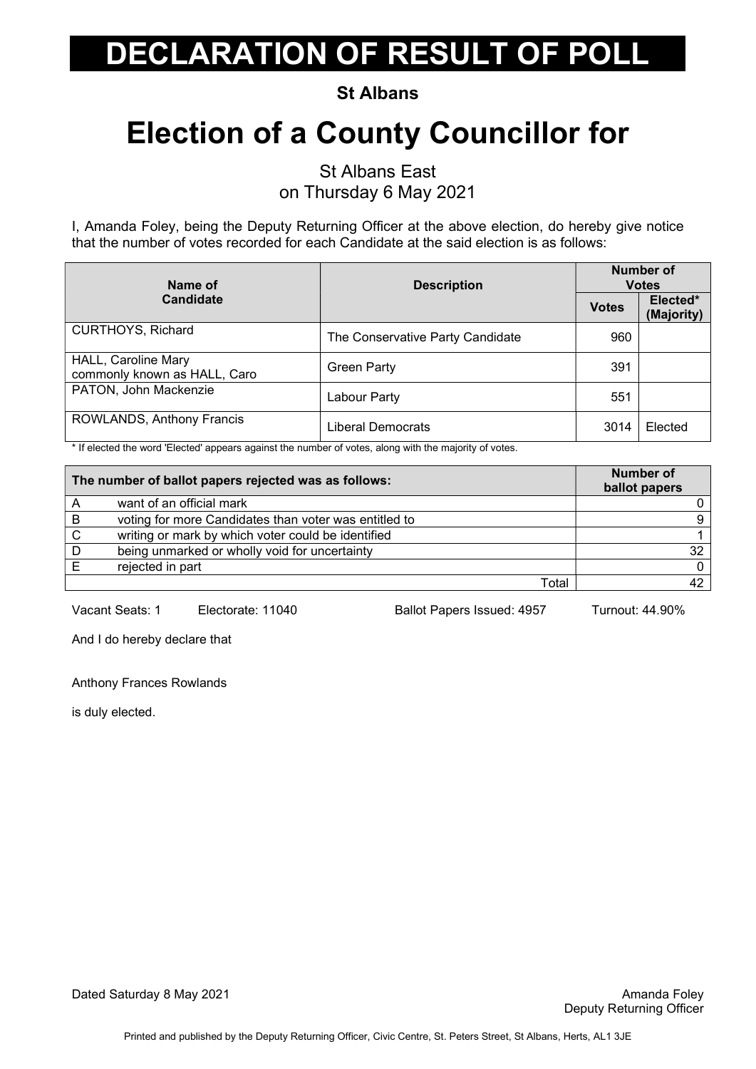# DECLARATION OF RESULT OF POLL

**St Albans**

# Election of a County Councillor for

St Albans East
on Thursday 6 May 2021

I, Amanda Foley, being the Deputy Returning Officer at the above election, do hereby give notice that the number of votes recorded for each Candidate at the said election is as follows:

| Name of Candidate | Description | Number of Votes | |
|---|---|---|---|
| | | Votes | Elected* (Majority) |
| CURTHOYS, Richard | The Conservative Party Candidate | 960 | |
| HALL, Caroline Mary commonly known as HALL, Caro | Green Party | 391 | |
| PATON, John Mackenzie | Labour Party | 551 | |
| ROWLANDS, Anthony Francis | Liberal Democrats | 3014 | Elected |

\* If elected the word 'Elected' appears against the number of votes, along with the majority of votes.

| The number of ballot papers rejected was as follows: | | Number of ballot papers |
|---|---|---|
| A | want of an official mark | 0 |
| B | voting for more Candidates than voter was entitled to | 9 |
| C | writing or mark by which voter could be identified | 1 |
| D | being unmarked or wholly void for uncertainty | 32 |
| E | rejected in part | 0 |
| | Total | 42 |

Vacant Seats: 1 Electorate: 11040 Ballot Papers Issued: 4957 Turnout: 44.90%

And I do hereby declare that

Anthony Frances Rowlands

is duly elected.

Dated Saturday 8 May 2021

Amanda Foley
Deputy Returning Officer

Printed and published by the Deputy Returning Officer, Civic Centre, St. Peters Street, St Albans, Herts, AL1 3JE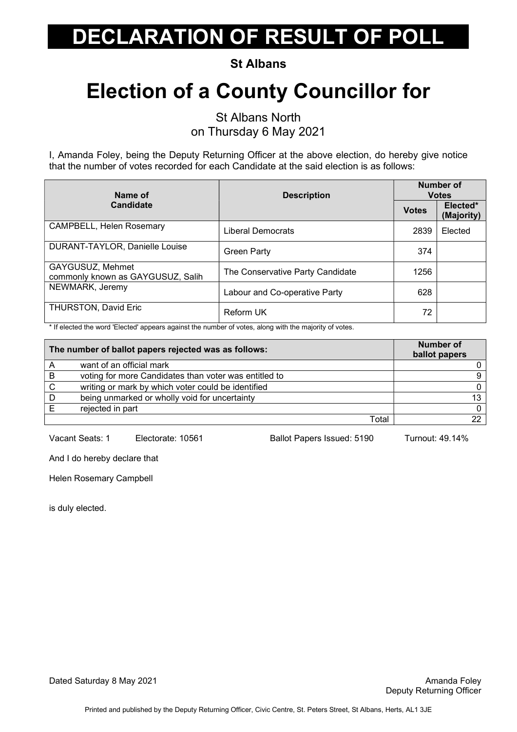# DECLARATION OF RESULT OF POLL

**St Albans**

# Election of a County Councillor for

St Albans North
on Thursday 6 May 2021

I, Amanda Foley, being the Deputy Returning Officer at the above election, do hereby give notice that the number of votes recorded for each Candidate at the said election is as follows:

| Name of Candidate | Description | Number of Votes | |
|---|---|---|---|
| | | Votes | Elected* (Majority) |
| CAMPBELL, Helen Rosemary | Liberal Democrats | 2839 | Elected |
| DURANT-TAYLOR, Danielle Louise | Green Party | 374 | |
| GAYGUSUZ, Mehmet commonly known as GAYGUSUZ, Salih | The Conservative Party Candidate | 1256 | |
| NEWMARK, Jeremy | Labour and Co-operative Party | 628 | |
| THURSTON, David Eric | Reform UK | 72 | |

\* If elected the word 'Elected' appears against the number of votes, along with the majority of votes.

| The number of ballot papers rejected was as follows: | | Number of ballot papers |
|---|---|---|
| A | want of an official mark | 0 |
| B | voting for more Candidates than voter was entitled to | 9 |
| C | writing or mark by which voter could be identified | 0 |
| D | being unmarked or wholly void for uncertainty | 13 |
| E | rejected in part | 0 |
| | Total | 22 |

Vacant Seats: 1 Electorate: 10561 Ballot Papers Issued: 5190 Turnout: 49.14%

And I do hereby declare that

Helen Rosemary Campbell

is duly elected.

Dated Saturday 8 May 2021

Amanda Foley
Deputy Returning Officer

Printed and published by the Deputy Returning Officer, Civic Centre, St. Peters Street, St Albans, Herts, AL1 3JE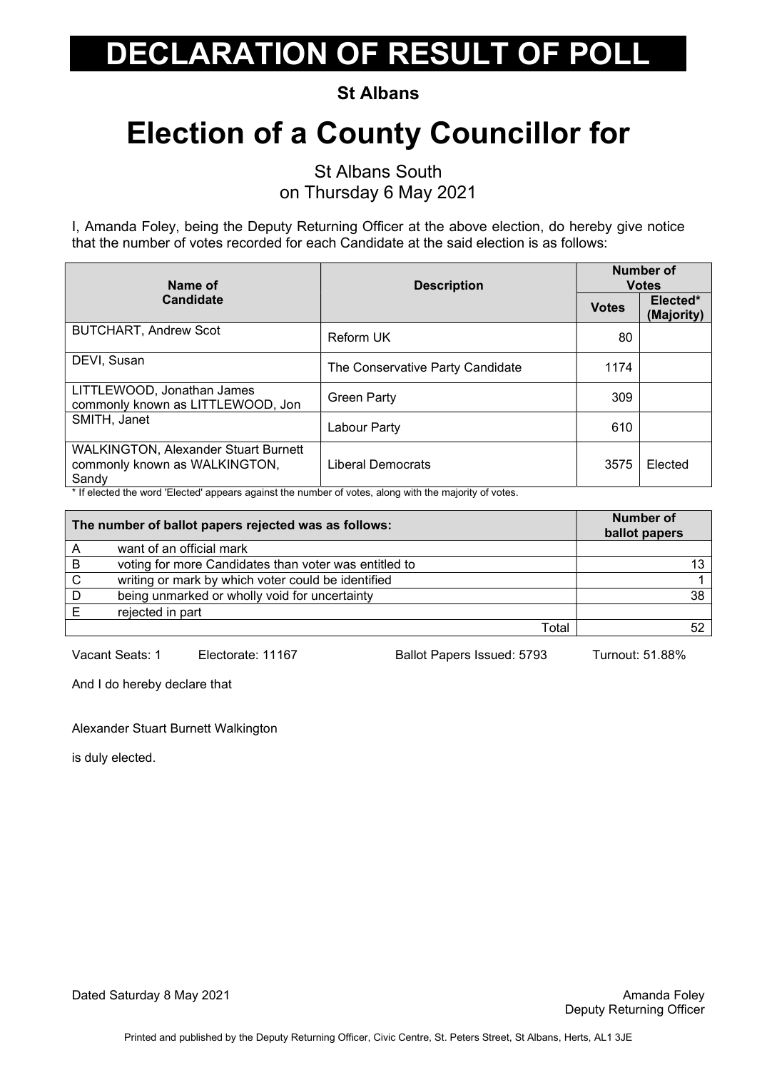# DECLARATION OF RESULT OF POLL

**St Albans**

# Election of a County Councillor for

St Albans South
on Thursday 6 May 2021

I, Amanda Foley, being the Deputy Returning Officer at the above election, do hereby give notice that the number of votes recorded for each Candidate at the said election is as follows:

| Name of Candidate | Description | Number of Votes | |
|---|---|---|---|
| | | Votes | Elected* (Majority) |
| BUTCHART, Andrew Scot | Reform UK | 80 | |
| DEVI, Susan | The Conservative Party Candidate | 1174 | |
| LITTLEWOOD, Jonathan James commonly known as LITTLEWOOD, Jon | Green Party | 309 | |
| SMITH, Janet | Labour Party | 610 | |
| WALKINGTON, Alexander Stuart Burnett commonly known as WALKINGTON, Sandy | Liberal Democrats | 3575 | Elected |

* If elected the word 'Elected' appears against the number of votes, along with the majority of votes.

| The number of ballot papers rejected was as follows: | | Number of ballot papers |
|---|---|---|
| A | want of an official mark | |
| B | voting for more Candidates than voter was entitled to | 13 |
| C | writing or mark by which voter could be identified | 1 |
| D | being unmarked or wholly void for uncertainty | 38 |
| E | rejected in part | |
| | Total | 52 |

Vacant Seats: 1 Electorate: 11167 Ballot Papers Issued: 5793 Turnout: 51.88%

And I do hereby declare that

Alexander Stuart Burnett Walkington

is duly elected.

Dated Saturday 8 May 2021

Amanda Foley
Deputy Returning Officer

Printed and published by the Deputy Returning Officer, Civic Centre, St. Peters Street, St Albans, Herts, AL1 3JE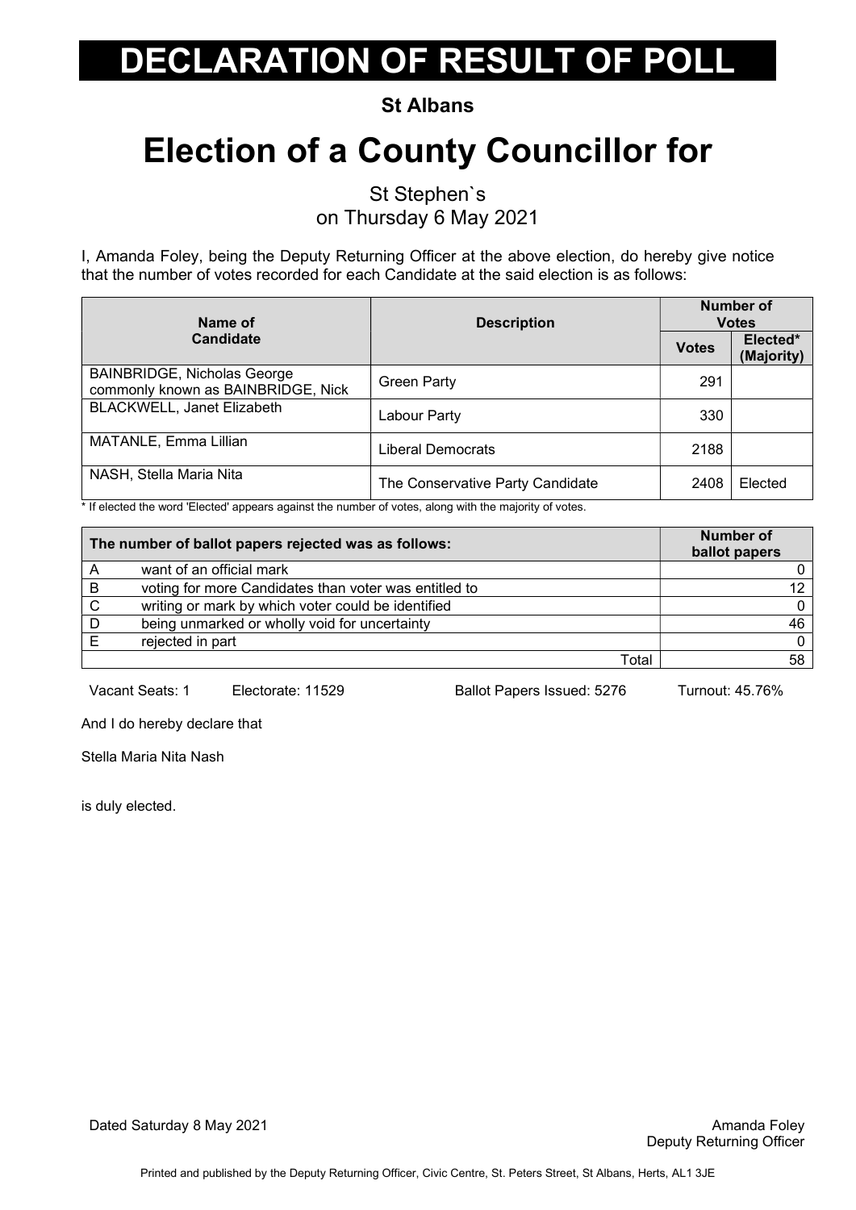# DECLARATION OF RESULT OF POLL

**St Albans**

# Election of a County Councillor for

St Stephen`s
on Thursday 6 May 2021

I, Amanda Foley, being the Deputy Returning Officer at the above election, do hereby give notice that the number of votes recorded for each Candidate at the said election is as follows:

| Name of Candidate | Description | Number of Votes | |
|---|---|---|---|
| | | **Votes** | **Elected* (Majority)** |
| BAINBRIDGE, Nicholas George commonly known as BAINBRIDGE, Nick | Green Party | 291 | |
| BLACKWELL, Janet Elizabeth | Labour Party | 330 | |
| MATANLE, Emma Lillian | Liberal Democrats | 2188 | |
| NASH, Stella Maria Nita | The Conservative Party Candidate | 2408 | Elected |

* If elected the word 'Elected' appears against the number of votes, along with the majority of votes.

| The number of ballot papers rejected was as follows: | | Number of ballot papers |
|---|---|---|
| A | want of an official mark | 0 |
| B | voting for more Candidates than voter was entitled to | 12 |
| C | writing or mark by which voter could be identified | 0 |
| D | being unmarked or wholly void for uncertainty | 46 |
| E | rejected in part | 0 |
| | Total | 58 |

Vacant Seats: 1 Electorate: 11529 Ballot Papers Issued: 5276 Turnout: 45.76%

And I do hereby declare that

Stella Maria Nita Nash

is duly elected.

Dated Saturday 8 May 2021

Amanda Foley
Deputy Returning Officer

Printed and published by the Deputy Returning Officer, Civic Centre, St. Peters Street, St Albans, Herts, AL1 3JE